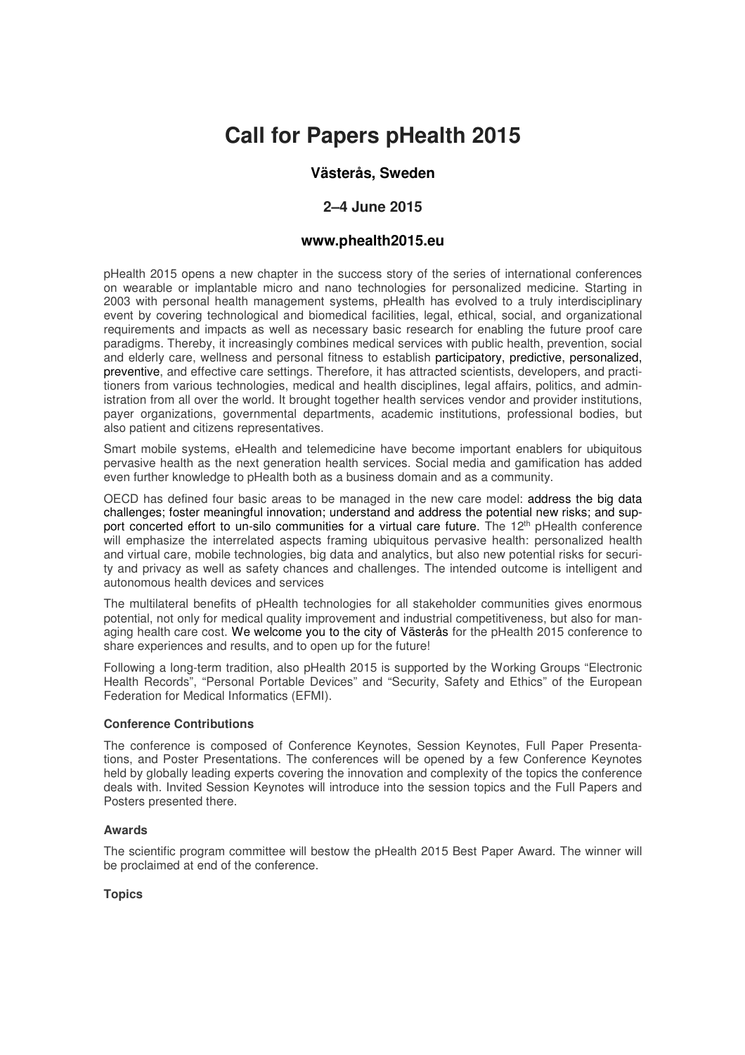# Call for Papers pHealth 2015

### Västerås, Sweden

### 2–4 June 2015

### www.phealth2015.eu

pHealth 2015 opens a new chapter in the success story of the series of international conferences on wearable or implantable micro and nano technologies for personalized medicine. Starting in 2003 with personal health management systems, pHealth has evolved to a truly interdisciplinary event by covering technological and biomedical facilities, legal, ethical, social, and organizational requirements and impacts as well as necessary basic research for enabling the future proof care paradigms. Thereby, it increasingly combines medical services with public health, prevention, social and elderly care, wellness and personal fitness to establish participatory, predictive, personalized, preventive, and effective care settings. Therefore, it has attracted scientists, developers, and practitioners from various technologies, medical and health disciplines, legal affairs, politics, and administration from all over the world. It brought together health services vendor and provider institutions, payer organizations, governmental departments, academic institutions, professional bodies, but also patient and citizens representatives.

Smart mobile systems, eHealth and telemedicine have become important enablers for ubiquitous pervasive health as the next generation health services. Social media and gamification has added even further knowledge to pHealth both as a business domain and as a community.

OECD has defined four basic areas to be managed in the new care model: address the big data challenges; foster meaningful innovation; understand and address the potential new risks; and support concerted effort to un-silo communities for a virtual care future. The 12th pHealth conference will emphasize the interrelated aspects framing ubiquitous pervasive health: personalized health and virtual care, mobile technologies, big data and analytics, but also new potential risks for security and privacy as well as safety chances and challenges. The intended outcome is intelligent and autonomous health devices and services

The multilateral benefits of pHealth technologies for all stakeholder communities gives enormous potential, not only for medical quality improvement and industrial competitiveness, but also for managing health care cost. We welcome you to the city of Västerås for the pHealth 2015 conference to share experiences and results, and to open up for the future!

Following a long-term tradition, also pHealth 2015 is supported by the Working Groups "Electronic Health Records", "Personal Portable Devices" and "Security, Safety and Ethics" of the European Federation for Medical Informatics (EFMI).

**Conference Contributions**

The conference is composed of Conference Keynotes, Session Keynotes, Full Paper Presentations, and Poster Presentations. The conferences will be opened by a few Conference Keynotes held by globally leading experts covering the innovation and complexity of the topics the conference deals with. Invited Session Keynotes will introduce into the session topics and the Full Papers and Posters presented there.

**Awards**

The scientific program committee will bestow the pHealth 2015 Best Paper Award. The winner will be proclaimed at end of the conference.

**Topics**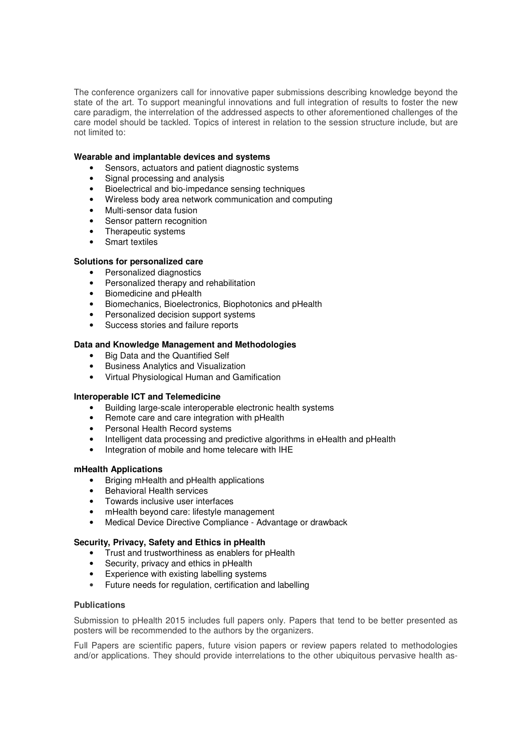The conference organizers call for innovative paper submissions describing knowledge beyond the state of the art. To support meaningful innovations and full integration of results to foster the new care paradigm, the interrelation of the addressed aspects to other aforementioned challenges of the care model should be tackled. Topics of interest in relation to the session structure include, but are not limited to:

**Wearable and implantable devices and systems**

- Sensors, actuators and patient diagnostic systems
- Signal processing and analysis
- Bioelectrical and bio-impedance sensing techniques
- Wireless body area network communication and computing
- Multi-sensor data fusion
- Sensor pattern recognition
- Therapeutic systems
- Smart textiles

**Solutions for personalized care**

- Personalized diagnostics
- Personalized therapy and rehabilitation
- Biomedicine and pHealth
- Biomechanics, Bioelectronics, Biophotonics and pHealth
- Personalized decision support systems
- Success stories and failure reports

**Data and Knowledge Management and Methodologies**

- Big Data and the Quantified Self
- Business Analytics and Visualization
- Virtual Physiological Human and Gamification

**Interoperable ICT and Telemedicine**

- Building large-scale interoperable electronic health systems
- Remote care and care integration with pHealth
- Personal Health Record systems
- Intelligent data processing and predictive algorithms in eHealth and pHealth
- Integration of mobile and home telecare with IHE

**mHealth Applications**

- Briging mHealth and pHealth applications
- Behavioral Health services
- Towards inclusive user interfaces
- mHealth beyond care: lifestyle management
- Medical Device Directive Compliance - Advantage or drawback

**Security, Privacy, Safety and Ethics in pHealth**

- Trust and trustworthiness as enablers for pHealth
- Security, privacy and ethics in pHealth
- Experience with existing labelling systems
- Future needs for regulation, certification and labelling

**Publications**

Submission to pHealth 2015 includes full papers only. Papers that tend to be better presented as posters will be recommended to the authors by the organizers.

Full Papers are scientific papers, future vision papers or review papers related to methodologies and/or applications. They should provide interrelations to the other ubiquitous pervasive health as-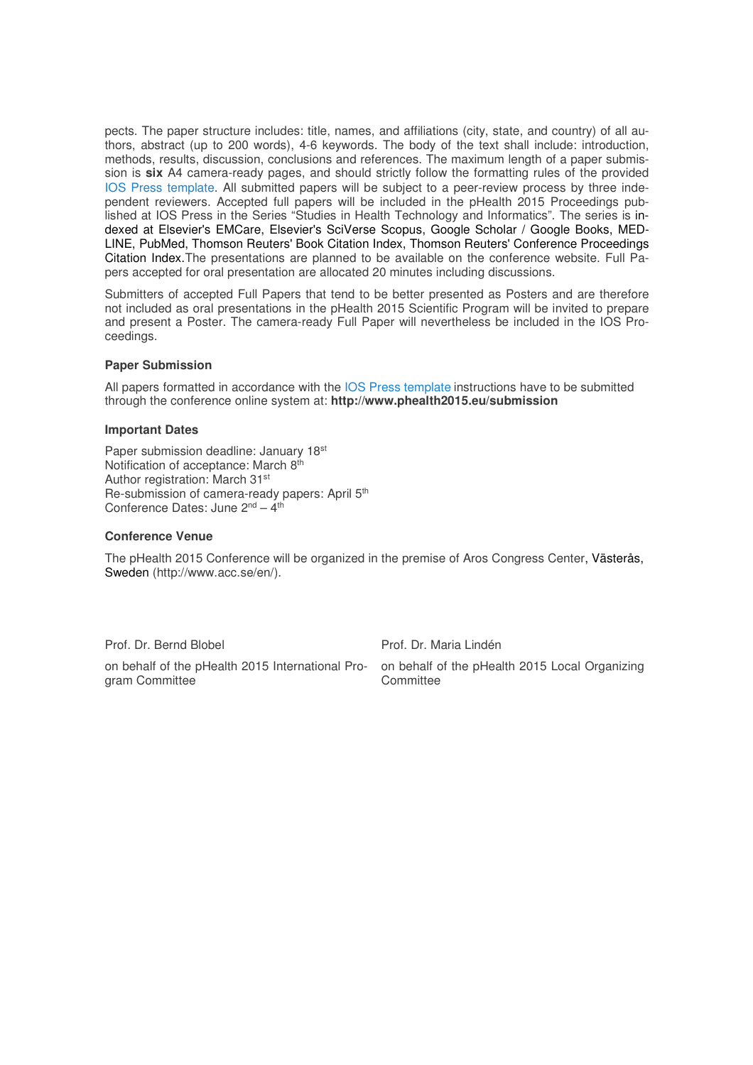pects. The paper structure includes: title, names, and affiliations (city, state, and country) of all authors, abstract (up to 200 words), 4-6 keywords. The body of the text shall include: introduction, methods, results, discussion, conclusions and references. The maximum length of a paper submission is **six** A4 camera-ready pages, and should strictly follow the formatting rules of the provided IOS Press template. All submitted papers will be subject to a peer-review process by three independent reviewers. Accepted full papers will be included in the pHealth 2015 Proceedings published at IOS Press in the Series "Studies in Health Technology and Informatics". The series is indexed at Elsevier's EMCare, Elsevier's SciVerse Scopus, Google Scholar / Google Books, MEDLINE, PubMed, Thomson Reuters' Book Citation Index, Thomson Reuters' Conference Proceedings Citation Index.The presentations are planned to be available on the conference website. Full Papers accepted for oral presentation are allocated 20 minutes including discussions.

Submitters of accepted Full Papers that tend to be better presented as Posters and are therefore not included as oral presentations in the pHealth 2015 Scientific Program will be invited to prepare and present a Poster. The camera-ready Full Paper will nevertheless be included in the IOS Proceedings.

### Paper Submission

All papers formatted in accordance with the IOS Press template instructions have to be submitted through the conference online system at: **http://www.phealth2015.eu/submission**

### Important Dates

Paper submission deadline: January 18st
Notification of acceptance: March 8th
Author registration: March 31st
Re-submission of camera-ready papers: April 5th
Conference Dates: June 2nd – 4th

### Conference Venue

The pHealth 2015 Conference will be organized in the premise of Aros Congress Center, Västerås, Sweden (http://www.acc.se/en/).

Prof. Dr. Bernd Blobel

on behalf of the pHealth 2015 International Program Committee

Prof. Dr. Maria Lindén

on behalf of the pHealth 2015 Local Organizing Committee